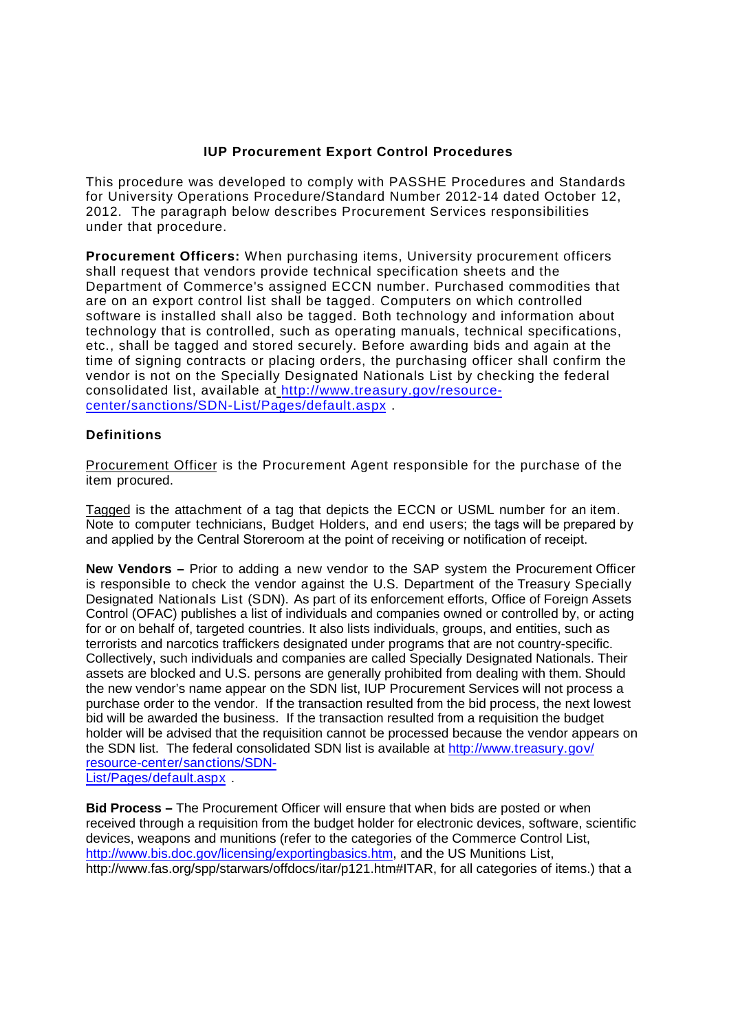# IUP Procurement Export Control Procedures

This procedure was developed to comply with PASSHE Procedures and Standards for University Operations Procedure/Standard Number 2012-14 dated October 12, 2012. The paragraph below describes Procurement Services responsibilities under that procedure.

**Procurement Officers:** When purchasing items, University procurement officers shall request that vendors provide technical specification sheets and the Department of Commerce's assigned ECCN number. Purchased commodities that are on an export control list shall be tagged. Computers on which controlled software is installed shall also be tagged. Both technology and information about technology that is controlled, such as operating manuals, technical specifications, etc., shall be tagged and stored securely. Before awarding bids and again at the time of signing contracts or placing orders, the purchasing officer shall confirm the vendor is not on the Specially Designated Nationals List by checking the federal consolidated list, available at http://www.treasury.gov/resource-center/sanctions/SDN-List/Pages/default.aspx .

## Definitions

Procurement Officer is the Procurement Agent responsible for the purchase of the item procured.

Tagged is the attachment of a tag that depicts the ECCN or USML number for an item. Note to computer technicians, Budget Holders, and end users; the tags will be prepared by and applied by the Central Storeroom at the point of receiving or notification of receipt.

**New Vendors –** Prior to adding a new vendor to the SAP system the Procurement Officer is responsible to check the vendor against the U.S. Department of the Treasury Specially Designated Nationals List (SDN). As part of its enforcement efforts, Office of Foreign Assets Control (OFAC) publishes a list of individuals and companies owned or controlled by, or acting for or on behalf of, targeted countries. It also lists individuals, groups, and entities, such as terrorists and narcotics traffickers designated under programs that are not country-specific. Collectively, such individuals and companies are called Specially Designated Nationals. Their assets are blocked and U.S. persons are generally prohibited from dealing with them. Should the new vendor's name appear on the SDN list, IUP Procurement Services will not process a purchase order to the vendor. If the transaction resulted from the bid process, the next lowest bid will be awarded the business. If the transaction resulted from a requisition the budget holder will be advised that the requisition cannot be processed because the vendor appears on the SDN list. The federal consolidated SDN list is available at http://www.treasury.gov/resource-center/sanctions/SDN-List/Pages/default.aspx .

**Bid Process –** The Procurement Officer will ensure that when bids are posted or when received through a requisition from the budget holder for electronic devices, software, scientific devices, weapons and munitions (refer to the categories of the Commerce Control List, http://www.bis.doc.gov/licensing/exportingbasics.htm, and the US Munitions List, http://www.fas.org/spp/starwars/offdocs/itar/p121.htm#ITAR, for all categories of items.) that a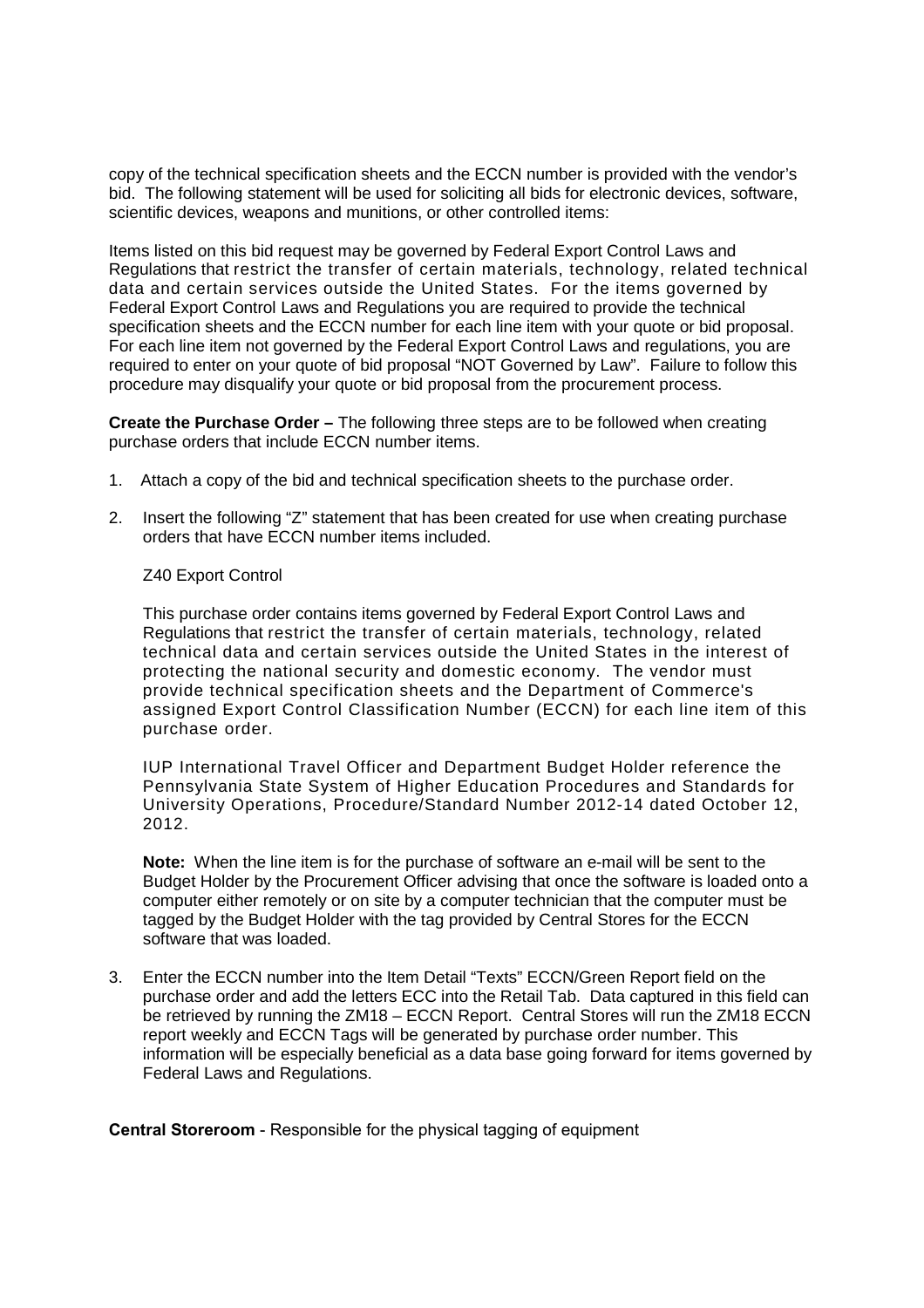copy of the technical specification sheets and the ECCN number is provided with the vendor's bid. The following statement will be used for soliciting all bids for electronic devices, software, scientific devices, weapons and munitions, or other controlled items:

Items listed on this bid request may be governed by Federal Export Control Laws and Regulations that restrict the transfer of certain materials, technology, related technical data and certain services outside the United States. For the items governed by Federal Export Control Laws and Regulations you are required to provide the technical specification sheets and the ECCN number for each line item with your quote or bid proposal. For each line item not governed by the Federal Export Control Laws and regulations, you are required to enter on your quote of bid proposal "NOT Governed by Law". Failure to follow this procedure may disqualify your quote or bid proposal from the procurement process.

**Create the Purchase Order –** The following three steps are to be followed when creating purchase orders that include ECCN number items.

1. Attach a copy of the bid and technical specification sheets to the purchase order.

2. Insert the following "Z" statement that has been created for use when creating purchase orders that have ECCN number items included.

   Z40 Export Control

   This purchase order contains items governed by Federal Export Control Laws and Regulations that restrict the transfer of certain materials, technology, related technical data and certain services outside the United States in the interest of protecting the national security and domestic economy. The vendor must provide technical specification sheets and the Department of Commerce's assigned Export Control Classification Number (ECCN) for each line item of this purchase order.

   IUP International Travel Officer and Department Budget Holder reference the Pennsylvania State System of Higher Education Procedures and Standards for University Operations, Procedure/Standard Number 2012-14 dated October 12, 2012.

   **Note:** When the line item is for the purchase of software an e-mail will be sent to the Budget Holder by the Procurement Officer advising that once the software is loaded onto a computer either remotely or on site by a computer technician that the computer must be tagged by the Budget Holder with the tag provided by Central Stores for the ECCN software that was loaded.

3. Enter the ECCN number into the Item Detail "Texts" ECCN/Green Report field on the purchase order and add the letters ECC into the Retail Tab. Data captured in this field can be retrieved by running the ZM18 – ECCN Report. Central Stores will run the ZM18 ECCN report weekly and ECCN Tags will be generated by purchase order number. This information will be especially beneficial as a data base going forward for items governed by Federal Laws and Regulations.

**Central Storeroom** - Responsible for the physical tagging of equipment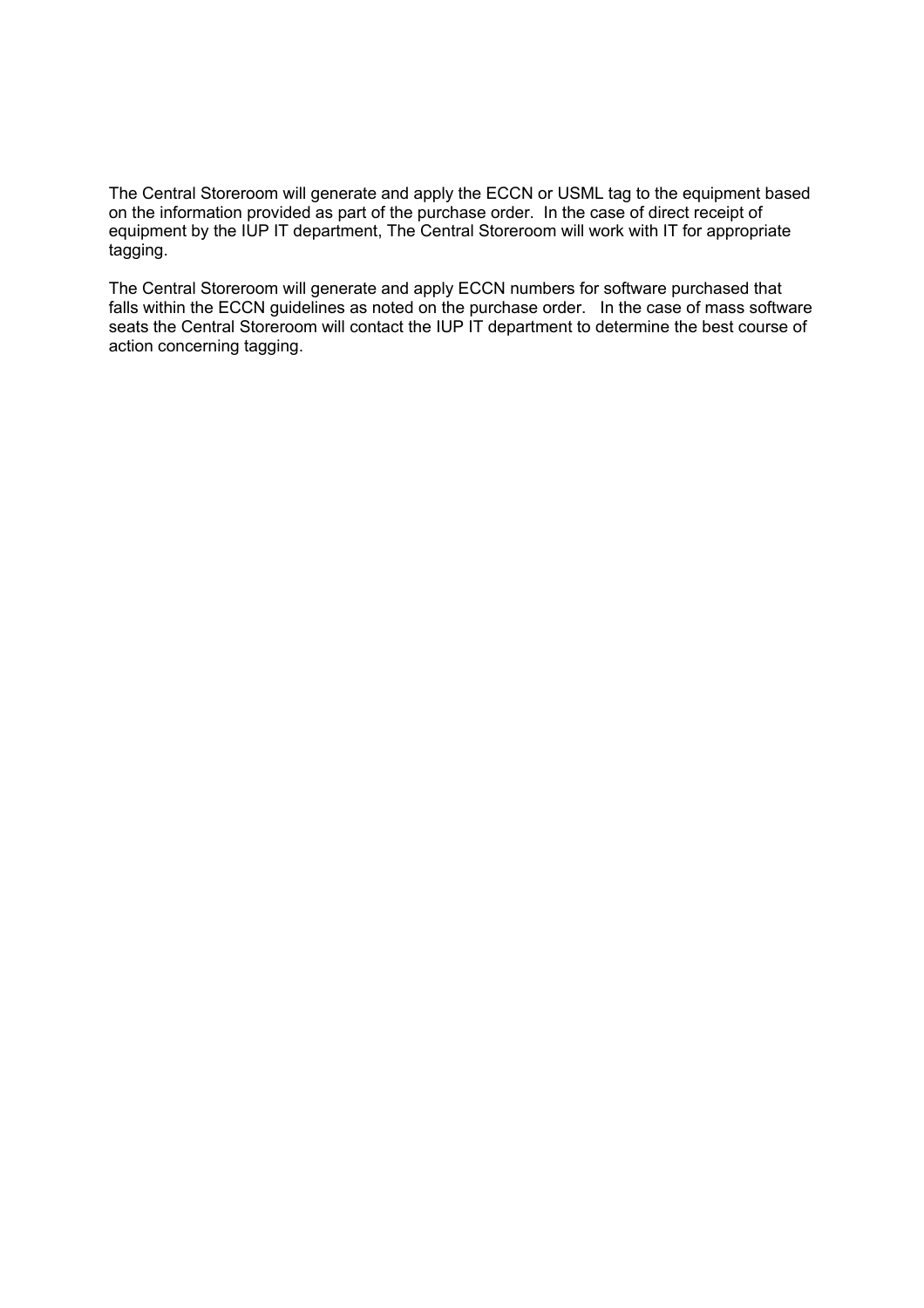The Central Storeroom will generate and apply the ECCN or USML tag to the equipment based on the information provided as part of the purchase order. In the case of direct receipt of equipment by the IUP IT department, The Central Storeroom will work with IT for appropriate tagging.

The Central Storeroom will generate and apply ECCN numbers for software purchased that falls within the ECCN guidelines as noted on the purchase order. In the case of mass software seats the Central Storeroom will contact the IUP IT department to determine the best course of action concerning tagging.